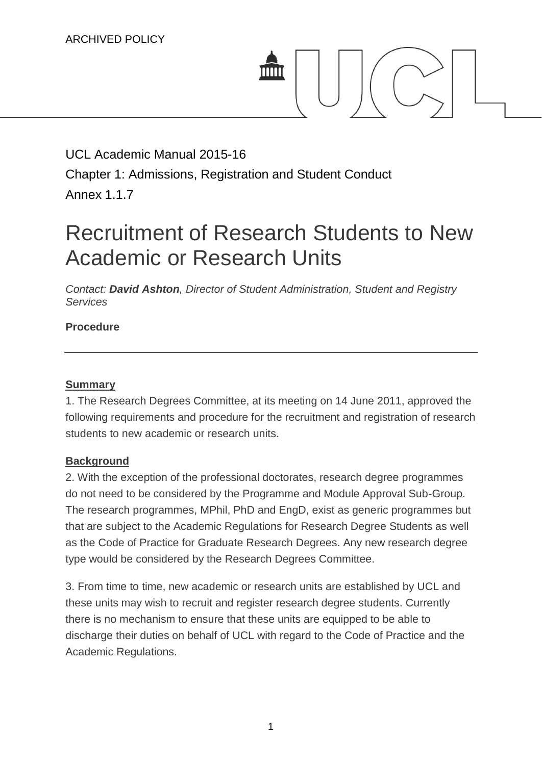ARCHIVED POLICY

UCL Academic Manual 2015-16

Chapter 1: Admissions, Registration and Student Conduct

Annex 1.1.7

# Recruitment of Research Students to New Academic or Research Units

*Contact: **David Ashton**, Director of Student Administration, Student and Registry Services*

**Procedure**

---

## Summary

1. The Research Degrees Committee, at its meeting on 14 June 2011, approved the following requirements and procedure for the recruitment and registration of research students to new academic or research units.

## Background

2. With the exception of the professional doctorates, research degree programmes do not need to be considered by the Programme and Module Approval Sub-Group. The research programmes, MPhil, PhD and EngD, exist as generic programmes but that are subject to the Academic Regulations for Research Degree Students as well as the Code of Practice for Graduate Research Degrees. Any new research degree type would be considered by the Research Degrees Committee.

3. From time to time, new academic or research units are established by UCL and these units may wish to recruit and register research degree students. Currently there is no mechanism to ensure that these units are equipped to be able to discharge their duties on behalf of UCL with regard to the Code of Practice and the Academic Regulations.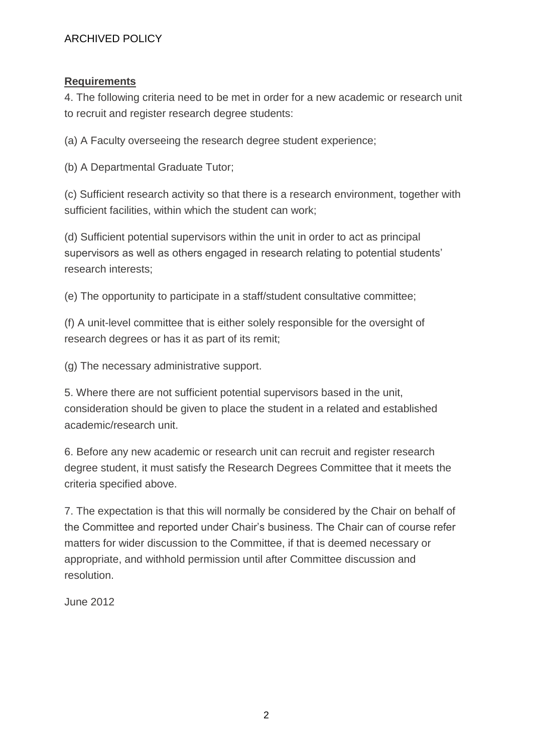## Requirements

4. The following criteria need to be met in order for a new academic or research unit to recruit and register research degree students:

(a) A Faculty overseeing the research degree student experience;

(b) A Departmental Graduate Tutor;

(c) Sufficient research activity so that there is a research environment, together with sufficient facilities, within which the student can work;

(d) Sufficient potential supervisors within the unit in order to act as principal supervisors as well as others engaged in research relating to potential students' research interests;

(e) The opportunity to participate in a staff/student consultative committee;

(f) A unit-level committee that is either solely responsible for the oversight of research degrees or has it as part of its remit;

(g) The necessary administrative support.

5. Where there are not sufficient potential supervisors based in the unit, consideration should be given to place the student in a related and established academic/research unit.

6. Before any new academic or research unit can recruit and register research degree student, it must satisfy the Research Degrees Committee that it meets the criteria specified above.

7. The expectation is that this will normally be considered by the Chair on behalf of the Committee and reported under Chair's business. The Chair can of course refer matters for wider discussion to the Committee, if that is deemed necessary or appropriate, and withhold permission until after Committee discussion and resolution.

June 2012